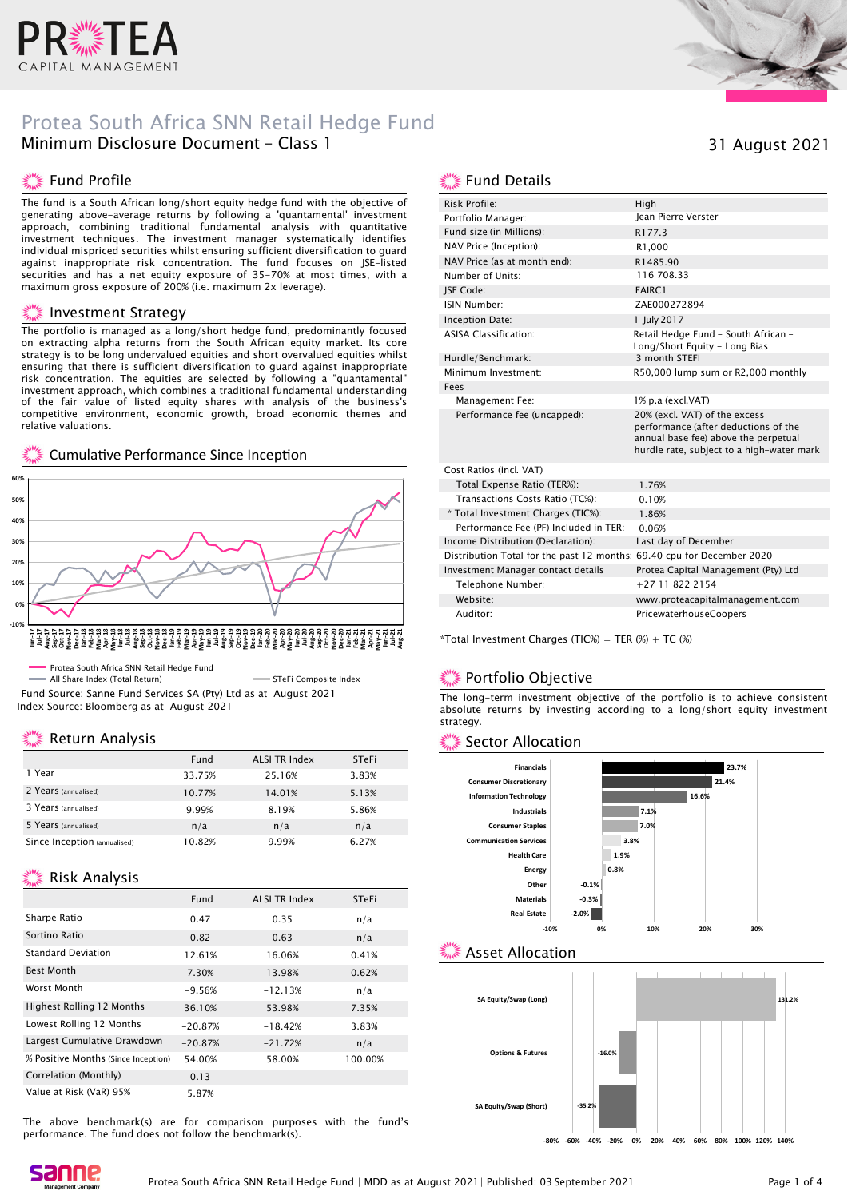# Protea South Africa SNN Retail Hedge Fund

Minimum Disclosure Document - Class 1

31 August 2021

## Fund Profile

The fund is a South African long/short equity hedge fund with the objective of generating above-average returns by following a 'quantamental' investment approach, combining traditional fundamental analysis with quantitative investment techniques. The investment manager systematically identifies individual mispriced securities whilst ensuring sufficient diversification to guard against inappropriate risk concentration. The fund focuses on JSE-listed securities and has a net equity exposure of 35-70% at most times, with a maximum gross exposure of 200% (i.e. maximum 2x leverage).

## Investment Strategy

The portfolio is managed as a long/short hedge fund, predominantly focused on extracting alpha returns from the South African equity market. Its core strategy is to be long undervalued equities and short overvalued equities whilst ensuring that there is sufficient diversification to guard against inappropriate risk concentration. The equities are selected by following a "quantamental" investment approach, which combines a traditional fundamental understanding of the fair value of listed equity shares with analysis of the business's competitive environment, economic growth, broad economic themes and relative valuations.

## Cumulative Performance Since Inception

Protea South Africa SNN Retail Hedge Fund
All Share Index (Total Return)
STeFi Composite Index

Fund Source: Sanne Fund Services SA (Pty) Ltd as at August 2021
Index Source: Bloomberg as at August 2021

## Return Analysis

| | Fund | ALSI TR Index | STeFi |
|---|---|---|---|
| 1 Year | 33.75% | 25.16% | 3.83% |
| 2 Years (annualised) | 10.77% | 14.01% | 5.13% |
| 3 Years (annualised) | 9.99% | 8.19% | 5.86% |
| 5 Years (annualised) | n/a | n/a | n/a |
| Since Inception (annualised) | 10.82% | 9.99% | 6.27% |

## Risk Analysis

| | Fund | ALSI TR Index | STeFi |
|---|---|---|---|
| Sharpe Ratio | 0.47 | 0.35 | n/a |
| Sortino Ratio | 0.82 | 0.63 | n/a |
| Standard Deviation | 12.61% | 16.06% | 0.41% |
| Best Month | 7.30% | 13.98% | 0.62% |
| Worst Month | -9.56% | -12.13% | n/a |
| Highest Rolling 12 Months | 36.10% | 53.98% | 7.35% |
| Lowest Rolling 12 Months | -20.87% | -18.42% | 3.83% |
| Largest Cumulative Drawdown | -20.87% | -21.72% | n/a |
| % Positive Months (Since Inception) | 54.00% | 58.00% | 100.00% |
| Correlation (Monthly) | 0.13 | | |
| Value at Risk (VaR) 95% | 5.87% | | |

The above benchmark(s) are for comparison purposes with the fund's performance. The fund does not follow the benchmark(s).

## Fund Details

| | |
|---|---|
| Risk Profile: | High |
| Portfolio Manager: | Jean Pierre Verster |
| Fund size (in Millions): | R177.3 |
| NAV Price (Inception): | R1,000 |
| NAV Price (as at month end): | R1485.90 |
| Number of Units: | 116 708.33 |
| JSE Code: | FAIRC1 |
| ISIN Number: | ZAE000272894 |
| Inception Date: | 1 July 2017 |
| ASISA Classification: | Retail Hedge Fund - South African - Long/Short Equity - Long Bias |
| Hurdle/Benchmark: | 3 month STEFI |
| Minimum Investment: | R50,000 lump sum or R2,000 monthly |
| Fees | |
| Management Fee: | 1% p.a (excl.VAT) |
| Performance fee (uncapped): | 20% (excl. VAT) of the excess performance (after deductions of the annual base fee) above the perpetual hurdle rate, subject to a high-water mark |
| Cost Ratios (incl. VAT) | |
| Total Expense Ratio (TER%): | 1.76% |
| Transactions Costs Ratio (TC%): | 0.10% |
| * Total Investment Charges (TIC%): | 1.86% |
| Performance Fee (PF) Included in TER: | 0.06% |
| Income Distribution (Declaration): | Last day of December |
| Distribution Total for the past 12 months: | 69.40 cpu for December 2020 |
| Investment Manager contact details | Protea Capital Management (Pty) Ltd |
| Telephone Number: | +27 11 822 2154 |
| Website: | www.proteacapitalmanagement.com |
| Auditor: | PricewaterhouseCoopers |

*Total Investment Charges (TIC%) = TER (%) + TC (%)

## Portfolio Objective

The long-term investment objective of the portfolio is to achieve consistent absolute returns by investing according to a long/short equity investment strategy.

## Sector Allocation

| Sector | Allocation |
|---|---|
| Financials | 23.7% |
| Consumer Discretionary | 21.4% |
| Information Technology | 16.6% |
| Industrials | 7.1% |
| Consumer Staples | 7.0% |
| Communication Services | 3.8% |
| Health Care | 1.9% |
| Energy | 0.8% |
| Other | -0.1% |
| Materials | -0.3% |
| Real Estate | -2.0% |

## Asset Allocation

| Asset | Allocation |
|---|---|
| SA Equity/Swap (Long) | 131.2% |
| Options & Futures | -16.0% |
| SA Equity/Swap (Short) | -35.2% |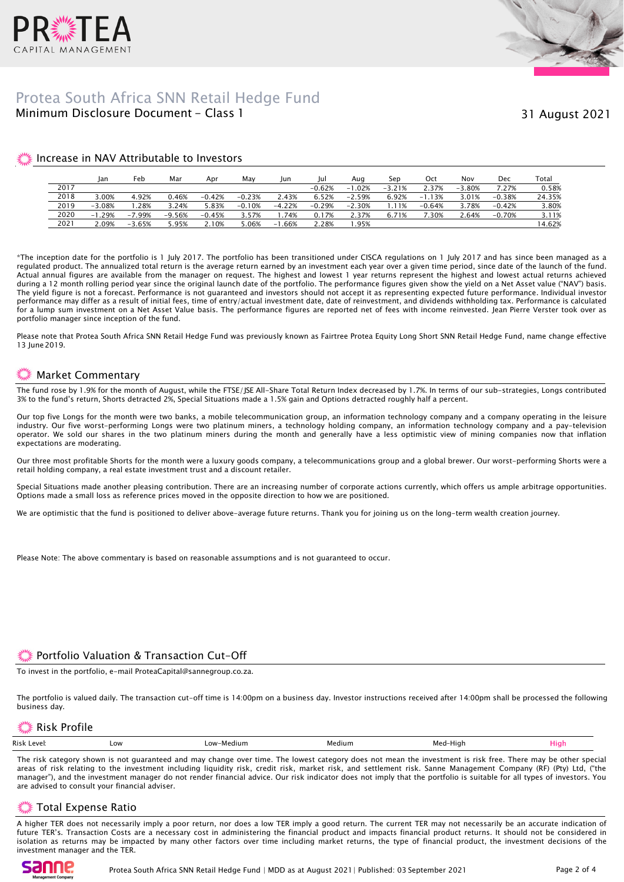# Protea South Africa SNN Retail Hedge Fund

Minimum Disclosure Document - Class 1

31 August 2021

## Increase in NAV Attributable to Investors

| | Jan | Feb | Mar | Apr | May | Jun | Jul | Aug | Sep | Oct | Nov | Dec | Total |
|---|---|---|---|---|---|---|---|---|---|---|---|---|---|
| 2017 | | | | | | | -0.62% | -1.02% | -3.21% | 2.37% | -3.80% | 7.27% | 0.58% |
| 2018 | 3.00% | 4.92% | 0.46% | -0.42% | -0.23% | 2.43% | 6.52% | -2.59% | 6.92% | -1.13% | 3.01% | -0.38% | 24.35% |
| 2019 | -3.08% | 1.28% | 3.24% | 5.83% | -0.10% | -4.22% | -0.29% | -2.30% | 1.11% | -0.64% | 3.78% | -0.42% | 3.80% |
| 2020 | -1.29% | -7.99% | -9.56% | -0.45% | 3.57% | 1.74% | 0.17% | 2.37% | 6.71% | 7.30% | 2.64% | -0.70% | 3.11% |
| 2021 | 2.09% | -3.65% | 5.95% | 2.10% | 5.06% | -1.66% | 2.28% | 1.95% | | | | | 14.62% |

*The inception date for the portfolio is 1 July 2017. The portfolio has been transitioned under CISCA regulations on 1 July 2017 and has since been managed as a regulated product. The annualized total return is the average return earned by an investment each year over a given time period, since date of the launch of the fund. Actual annual figures are available from the manager on request. The highest and lowest 1 year returns represent the highest and lowest actual returns achieved during a 12 month rolling period year since the original launch date of the portfolio. The performance figures given show the yield on a Net Asset value ("NAV") basis. The yield figure is not a forecast. Performance is not guaranteed and investors should not accept it as representing expected future performance. Individual investor performance may differ as a result of initial fees, time of entry/actual investment date, date of reinvestment, and dividends withholding tax. Performance is calculated for a lump sum investment on a Net Asset Value basis. The performance figures are reported net of fees with income reinvested. Jean Pierre Verster took over as portfolio manager since inception of the fund.

Please note that Protea South Africa SNN Retail Hedge Fund was previously known as Fairtree Protea Equity Long Short SNN Retail Hedge Fund, name change effective 13 June 2019.

## Market Commentary

The fund rose by 1.9% for the month of August, while the FTSE/JSE All-Share Total Return Index decreased by 1.7%. In terms of our sub-strategies, Longs contributed 3% to the fund's return, Shorts detracted 2%, Special Situations made a 1.5% gain and Options detracted roughly half a percent.

Our top five Longs for the month were two banks, a mobile telecommunication group, an information technology company and a company operating in the leisure industry. Our five worst-performing Longs were two platinum miners, a technology holding company, an information technology company and a pay-television operator. We sold our shares in the two platinum miners during the month and generally have a less optimistic view of mining companies now that inflation expectations are moderating.

Our three most profitable Shorts for the month were a luxury goods company, a telecommunications group and a global brewer. Our worst-performing Shorts were a retail holding company, a real estate investment trust and a discount retailer.

Special Situations made another pleasing contribution. There are an increasing number of corporate actions currently, which offers us ample arbitrage opportunities. Options made a small loss as reference prices moved in the opposite direction to how we are positioned.

We are optimistic that the fund is positioned to deliver above-average future returns. Thank you for joining us on the long-term wealth creation journey.

Please Note: The above commentary is based on reasonable assumptions and is not guaranteed to occur.

## Portfolio Valuation & Transaction Cut-Off

To invest in the portfolio, e-mail ProteaCapital@sannegroup.co.za.

The portfolio is valued daily. The transaction cut-off time is 14:00pm on a business day. Investor instructions received after 14:00pm shall be processed the following business day.

## Risk Profile

| Risk Level: | Low | Low-Medium | Medium | Med-High | **High** |
|---|---|---|---|---|---|

The risk category shown is not guaranteed and may change over time. The lowest category does not mean the investment is risk free. There may be other special areas of risk relating to the investment including liquidity risk, credit risk, market risk, and settlement risk. Sanne Management Company (RF) (Pty) Ltd, ("the manager"), and the investment manager do not render financial advice. Our risk indicator does not imply that the portfolio is suitable for all types of investors. You are advised to consult your financial adviser.

## Total Expense Ratio

A higher TER does not necessarily imply a poor return, nor does a low TER imply a good return. The current TER may not necessarily be an accurate indication of future TER's. Transaction Costs are a necessary cost in administering the financial product and impacts financial product returns. It should not be considered in isolation as returns may be impacted by many other factors over time including market returns, the type of financial product, the investment decisions of the investment manager and the TER.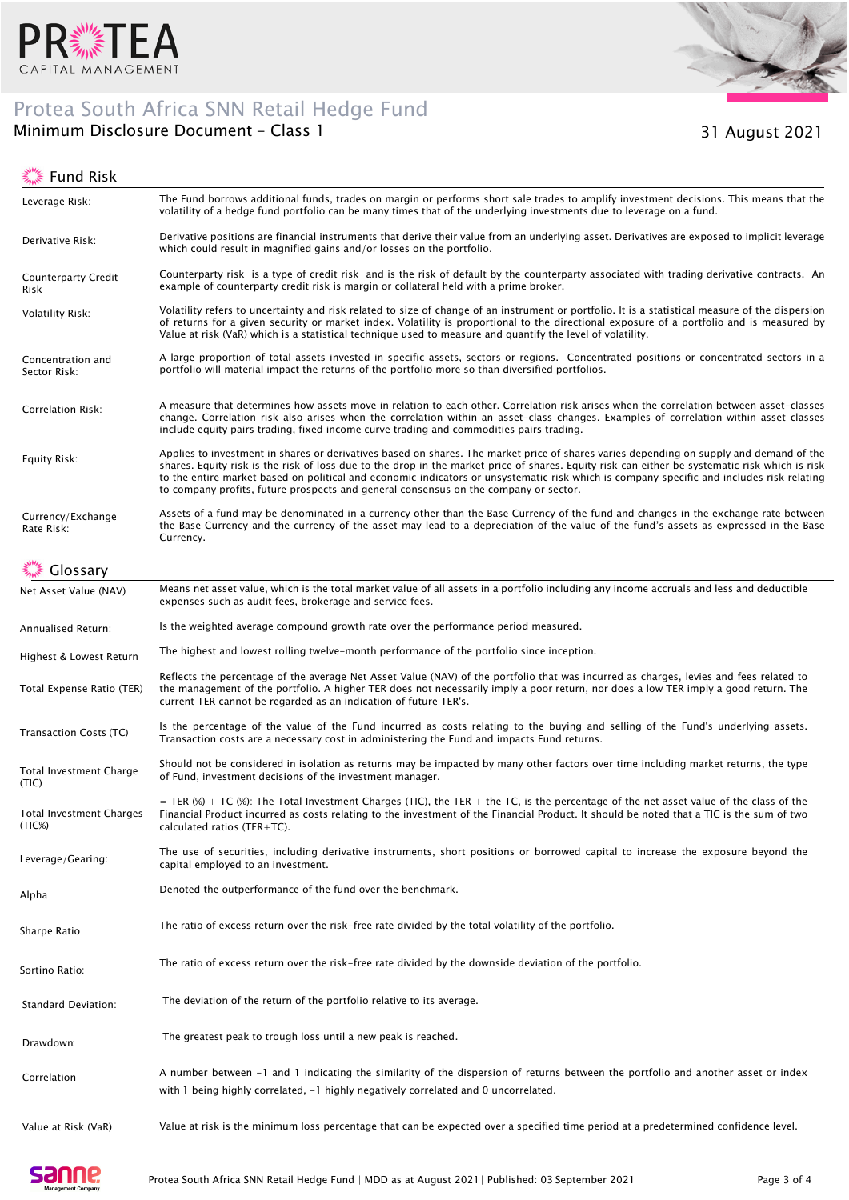# Protea South Africa SNN Retail Hedge Fund

## Minimum Disclosure Document - Class 1

31 August 2021

## Fund Risk

| | |
|---|---|
| Leverage Risk: | The Fund borrows additional funds, trades on margin or performs short sale trades to amplify investment decisions. This means that the volatility of a hedge fund portfolio can be many times that of the underlying investments due to leverage on a fund. |
| Derivative Risk: | Derivative positions are financial instruments that derive their value from an underlying asset. Derivatives are exposed to implicit leverage which could result in magnified gains and/or losses on the portfolio. |
| Counterparty Credit Risk | Counterparty risk is a type of credit risk and is the risk of default by the counterparty associated with trading derivative contracts. An example of counterparty credit risk is margin or collateral held with a prime broker. |
| Volatility Risk: | Volatility refers to uncertainty and risk related to size of change of an instrument or portfolio. It is a statistical measure of the dispersion of returns for a given security or market index. Volatility is proportional to the directional exposure of a portfolio and is measured by Value at risk (VaR) which is a statistical technique used to measure and quantify the level of volatility. |
| Concentration and Sector Risk: | A large proportion of total assets invested in specific assets, sectors or regions. Concentrated positions or concentrated sectors in a portfolio will material impact the returns of the portfolio more so than diversified portfolios. |
| Correlation Risk: | A measure that determines how assets move in relation to each other. Correlation risk arises when the correlation between asset-classes change. Correlation risk also arises when the correlation within an asset-class changes. Examples of correlation within asset classes include equity pairs trading, fixed income curve trading and commodities pairs trading. |
| Equity Risk: | Applies to investment in shares or derivatives based on shares. The market price of shares varies depending on supply and demand of the shares. Equity risk is the risk of loss due to the drop in the market price of shares. Equity risk can either be systematic risk which is risk to the entire market based on political and economic indicators or unsystematic risk which is company specific and includes risk relating to company profits, future prospects and general consensus on the company or sector. |
| Currency/Exchange Rate Risk: | Assets of a fund may be denominated in a currency other than the Base Currency of the fund and changes in the exchange rate between the Base Currency and the currency of the asset may lead to a depreciation of the value of the fund's assets as expressed in the Base Currency. |

## Glossary

| | |
|---|---|
| Net Asset Value (NAV) | Means net asset value, which is the total market value of all assets in a portfolio including any income accruals and less and deductible expenses such as audit fees, brokerage and service fees. |
| Annualised Return: | Is the weighted average compound growth rate over the performance period measured. |
| Highest & Lowest Return | The highest and lowest rolling twelve-month performance of the portfolio since inception. |
| Total Expense Ratio (TER) | Reflects the percentage of the average Net Asset Value (NAV) of the portfolio that was incurred as charges, levies and fees related to the management of the portfolio. A higher TER does not necessarily imply a poor return, nor does a low TER imply a good return. The current TER cannot be regarded as an indication of future TER's. |
| Transaction Costs (TC) | Is the percentage of the value of the Fund incurred as costs relating to the buying and selling of the Fund's underlying assets. Transaction costs are a necessary cost in administering the Fund and impacts Fund returns. |
| Total Investment Charge (TIC) | Should not be considered in isolation as returns may be impacted by many other factors over time including market returns, the type of Fund, investment decisions of the investment manager. |
| Total Investment Charges (TIC%) | = TER (%) + TC (%): The Total Investment Charges (TIC), the TER + the TC, is the percentage of the net asset value of the class of the Financial Product incurred as costs relating to the investment of the Financial Product. It should be noted that a TIC is the sum of two calculated ratios (TER+TC). |
| Leverage/Gearing: | The use of securities, including derivative instruments, short positions or borrowed capital to increase the exposure beyond the capital employed to an investment. |
| Alpha | Denoted the outperformance of the fund over the benchmark. |
| Sharpe Ratio | The ratio of excess return over the risk-free rate divided by the total volatility of the portfolio. |
| Sortino Ratio: | The ratio of excess return over the risk-free rate divided by the downside deviation of the portfolio. |
| Standard Deviation: | The deviation of the return of the portfolio relative to its average. |
| Drawdown: | The greatest peak to trough loss until a new peak is reached. |
| Correlation | A number between -1 and 1 indicating the similarity of the dispersion of returns between the portfolio and another asset or index with 1 being highly correlated, -1 highly negatively correlated and 0 uncorrelated. |
| Value at Risk (VaR) | Value at risk is the minimum loss percentage that can be expected over a specified time period at a predetermined confidence level. |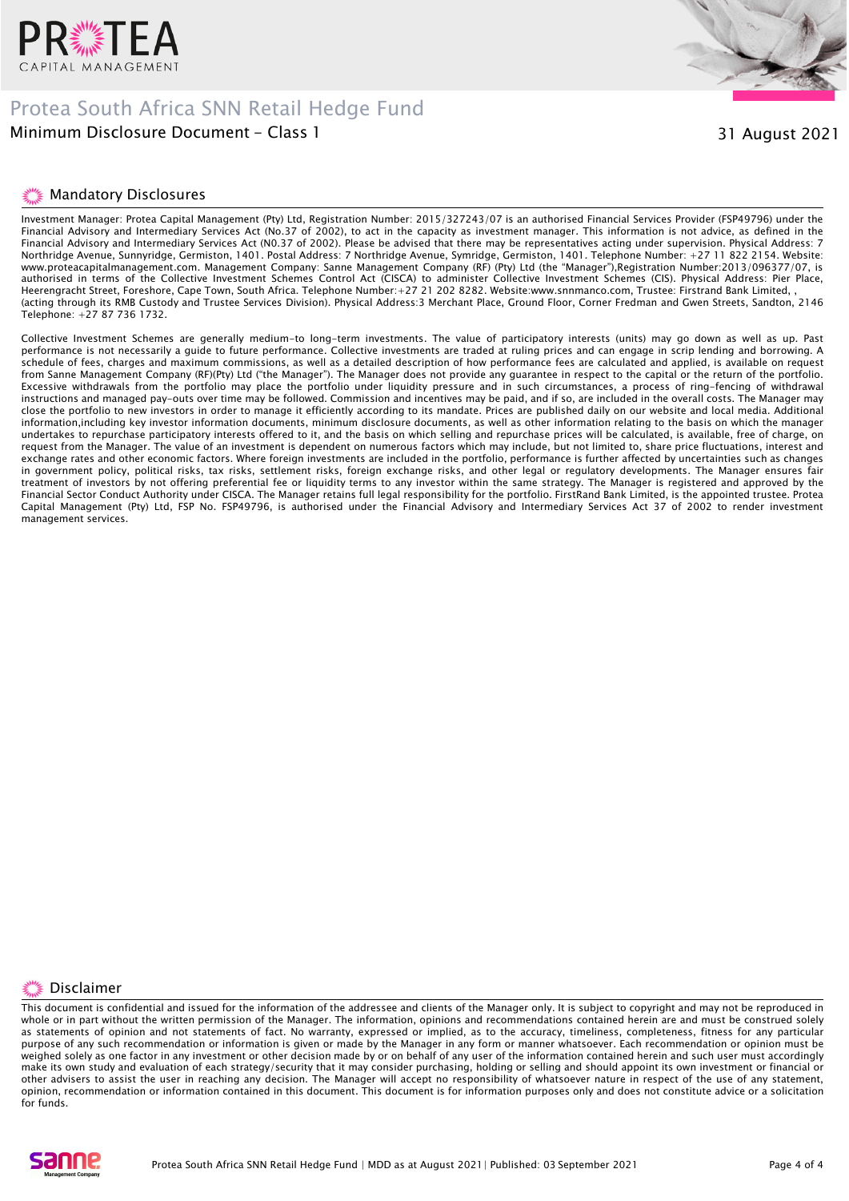# Protea South Africa SNN Retail Hedge Fund

Minimum Disclosure Document - Class 1

31 August 2021

## Mandatory Disclosures

Investment Manager: Protea Capital Management (Pty) Ltd, Registration Number: 2015/327243/07 is an authorised Financial Services Provider (FSP49796) under the Financial Advisory and Intermediary Services Act (No.37 of 2002), to act in the capacity as investment manager. This information is not advice, as defined in the Financial Advisory and Intermediary Services Act (N0.37 of 2002). Please be advised that there may be representatives acting under supervision. Physical Address: 7 Northridge Avenue, Sunnyridge, Germiston, 1401. Postal Address: 7 Northridge Avenue, Symridge, Germiston, 1401. Telephone Number: +27 11 822 2154. Website: www.proteacapitalmanagement.com. Management Company: Sanne Management Company (RF) (Pty) Ltd (the "Manager"),Registration Number:2013/096377/07, is authorised in terms of the Collective Investment Schemes Control Act (CISCA) to administer Collective Investment Schemes (CIS). Physical Address: Pier Place, Heerengracht Street, Foreshore, Cape Town, South Africa. Telephone Number:+27 21 202 8282. Website:www.snnmanco.com, Trustee: Firstrand Bank Limited, , (acting through its RMB Custody and Trustee Services Division). Physical Address:3 Merchant Place, Ground Floor, Corner Fredman and Gwen Streets, Sandton, 2146 Telephone: +27 87 736 1732.

Collective Investment Schemes are generally medium-to long-term investments. The value of participatory interests (units) may go down as well as up. Past performance is not necessarily a guide to future performance. Collective investments are traded at ruling prices and can engage in scrip lending and borrowing. A schedule of fees, charges and maximum commissions, as well as a detailed description of how performance fees are calculated and applied, is available on request from Sanne Management Company (RF)(Pty) Ltd ("the Manager"). The Manager does not provide any guarantee in respect to the capital or the return of the portfolio. Excessive withdrawals from the portfolio may place the portfolio under liquidity pressure and in such circumstances, a process of ring-fencing of withdrawal instructions and managed pay-outs over time may be followed. Commission and incentives may be paid, and if so, are included in the overall costs. The Manager may close the portfolio to new investors in order to manage it efficiently according to its mandate. Prices are published daily on our website and local media. Additional information,including key investor information documents, minimum disclosure documents, as well as other information relating to the basis on which the manager undertakes to repurchase participatory interests offered to it, and the basis on which selling and repurchase prices will be calculated, is available, free of charge, on request from the Manager. The value of an investment is dependent on numerous factors which may include, but not limited to, share price fluctuations, interest and exchange rates and other economic factors. Where foreign investments are included in the portfolio, performance is further affected by uncertainties such as changes in government policy, political risks, tax risks, settlement risks, foreign exchange risks, and other legal or regulatory developments. The Manager ensures fair treatment of investors by not offering preferential fee or liquidity terms to any investor within the same strategy. The Manager is registered and approved by the Financial Sector Conduct Authority under CISCA. The Manager retains full legal responsibility for the portfolio. FirstRand Bank Limited, is the appointed trustee. Protea Capital Management (Pty) Ltd, FSP No. FSP49796, is authorised under the Financial Advisory and Intermediary Services Act 37 of 2002 to render investment management services.

## Disclaimer

This document is confidential and issued for the information of the addressee and clients of the Manager only. It is subject to copyright and may not be reproduced in whole or in part without the written permission of the Manager. The information, opinions and recommendations contained herein are and must be construed solely as statements of opinion and not statements of fact. No warranty, expressed or implied, as to the accuracy, timeliness, completeness, fitness for any particular purpose of any such recommendation or information is given or made by the Manager in any form or manner whatsoever. Each recommendation or opinion must be weighed solely as one factor in any investment or other decision made by or on behalf of any user of the information contained herein and such user must accordingly make its own study and evaluation of each strategy/security that it may consider purchasing, holding or selling and should appoint its own investment or financial or other advisers to assist the user in reaching any decision. The Manager will accept no responsibility of whatsoever nature in respect of the use of any statement, opinion, recommendation or information contained in this document. This document is for information purposes only and does not constitute advice or a solicitation for funds.

Protea South Africa SNN Retail Hedge Fund | MDD as at August 2021| Published: 03 September 2021